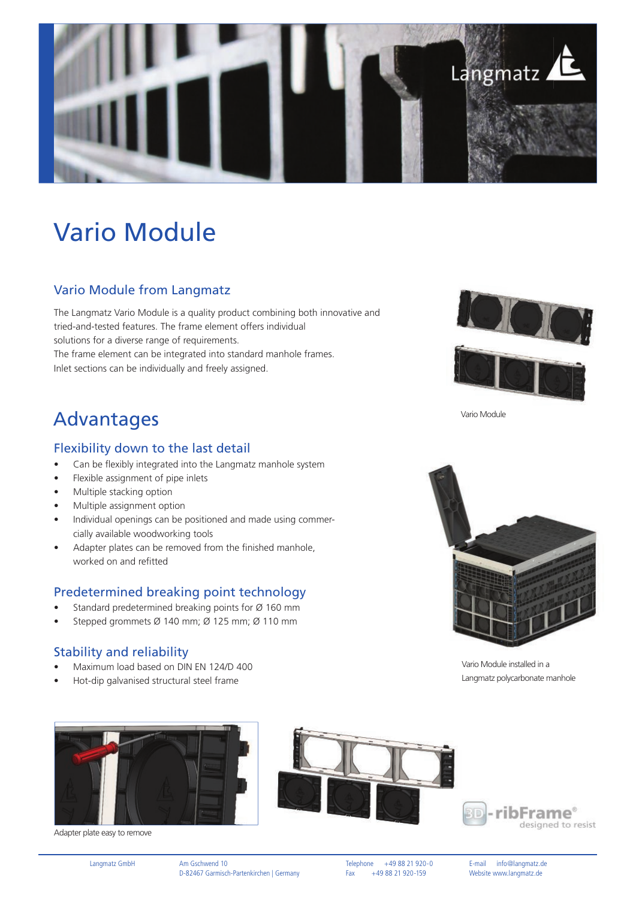# Vario Module

## Vario Module from Langmatz

The Langmatz Vario Module is a quality product combining both innovative and tried-and-tested features. The frame element offers individual solutions for a diverse range of requirements.
The frame element can be integrated into standard manhole frames.
Inlet sections can be individually and freely assigned.

Vario Module

# Advantages

## Flexibility down to the last detail

- Can be flexibly integrated into the Langmatz manhole system
- Flexible assignment of pipe inlets
- Multiple stacking option
- Multiple assignment option
- Individual openings can be positioned and made using commercially available woodworking tools
- Adapter plates can be removed from the finished manhole, worked on and refitted

## Predetermined breaking point technology

- Standard predetermined breaking points for Ø 160 mm
- Stepped grommets Ø 140 mm; Ø 125 mm; Ø 110 mm

## Stability and reliability

- Maximum load based on DIN EN 124/D 400
- Hot-dip galvanised structural steel frame

Vario Module installed in a Langmatz polycarbonate manhole

Adapter plate easy to remove

3D-ribFrame® designed to resist

Langmatz GmbH | Am Gschwend 10, D-82467 Garmisch-Partenkirchen | Germany | Telephone +49 88 21 920-0 | Fax +49 88 21 920-159 | E-mail info@langmatz.de | Website www.langmatz.de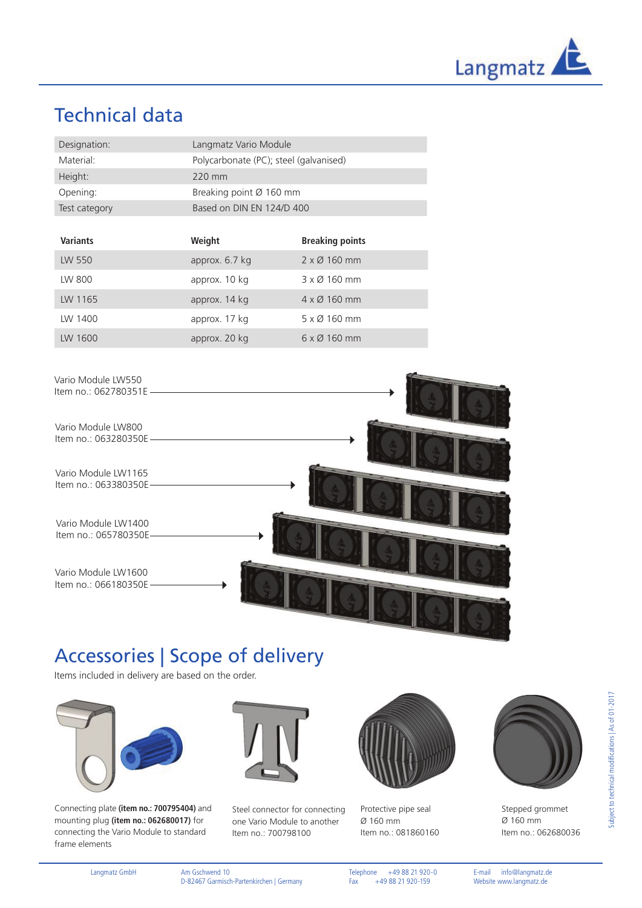# Technical data

| | |
|---|---|
| Designation: | Langmatz Vario Module |
| Material: | Polycarbonate (PC); steel (galvanised) |
| Height: | 220 mm |
| Opening: | Breaking point Ø 160 mm |
| Test category | Based on DIN EN 124/D 400 |

| Variants | Weight | Breaking points |
|---|---|---|
| LW 550 | approx. 6.7 kg | 2 x Ø 160 mm |
| LW 800 | approx. 10 kg | 3 x Ø 160 mm |
| LW 1165 | approx. 14 kg | 4 x Ø 160 mm |
| LW 1400 | approx. 17 kg | 5 x Ø 160 mm |
| LW 1600 | approx. 20 kg | 6 x Ø 160 mm |

Vario Module LW550
Item no.: 062780351E

Vario Module LW800
Item no.: 063280350E

Vario Module LW1165
Item no.: 063380350E

Vario Module LW1400
Item no.: 065780350E

Vario Module LW1600
Item no.: 066180350E

# Accessories | Scope of delivery

Items included in delivery are based on the order.

Connecting plate **(item no.: 700795404)** and mounting plug **(item no.: 062680017)** for connecting the Vario Module to standard frame elements

Steel connector for connecting one Vario Module to another
Item no.: 700798100

Protective pipe seal
Ø 160 mm
Item no.: 081860160

Stepped grommet
Ø 160 mm
Item no.: 062680036

Subject to technical modifications | As of 01-2017

Langmatz GmbH | Am Gschwend 10, D-82467 Garmisch-Partenkirchen | Germany | Telephone +49 88 21 920-0, Fax +49 88 21 920-159 | E-mail info@langmatz.de, Website www.langmatz.de